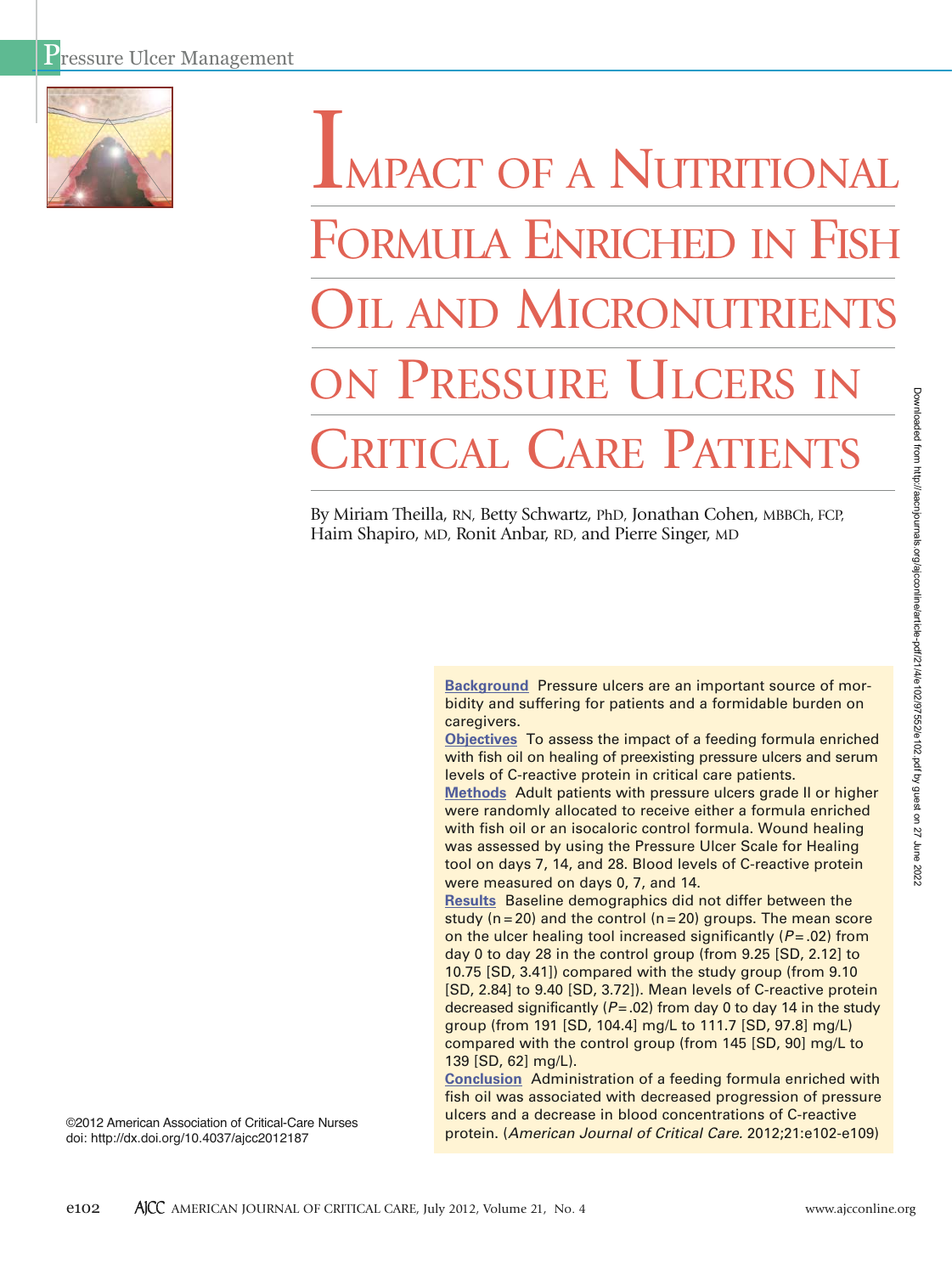Pressure Ulcer Management

# Impact of a Nutritional Formula Enriched in Fish Oil and Micronutrients on Pressure Ulcers in Critical Care Patients

By Miriam Theilla, RN, Betty Schwartz, PhD, Jonathan Cohen, MBBCh, FCP, Haim Shapiro, MD, Ronit Anbar, RD, and Pierre Singer, MD

**Background** Pressure ulcers are an important source of morbidity and suffering for patients and a formidable burden on caregivers.

**Objectives** To assess the impact of a feeding formula enriched with fish oil on healing of preexisting pressure ulcers and serum levels of C-reactive protein in critical care patients.

**Methods** Adult patients with pressure ulcers grade II or higher were randomly allocated to receive either a formula enriched with fish oil or an isocaloric control formula. Wound healing was assessed by using the Pressure Ulcer Scale for Healing tool on days 7, 14, and 28. Blood levels of C-reactive protein were measured on days 0, 7, and 14.

**Results** Baseline demographics did not differ between the study (n = 20) and the control (n = 20) groups. The mean score on the ulcer healing tool increased significantly (*P* = .02) from day 0 to day 28 in the control group (from 9.25 [SD, 2.12] to 10.75 [SD, 3.41]) compared with the study group (from 9.10 [SD, 2.84] to 9.40 [SD, 3.72]). Mean levels of C-reactive protein decreased significantly (*P* = .02) from day 0 to day 14 in the study group (from 191 [SD, 104.4] mg/L to 111.7 [SD, 97.8] mg/L) compared with the control group (from 145 [SD, 90] mg/L to 139 [SD, 62] mg/L).

**Conclusion** Administration of a feeding formula enriched with fish oil was associated with decreased progression of pressure ulcers and a decrease in blood concentrations of C-reactive protein. (*American Journal of Critical Care.* 2012;21:e102-e109)

©2012 American Association of Critical-Care Nurses
doi: http://dx.doi.org/10.4037/ajcc2012187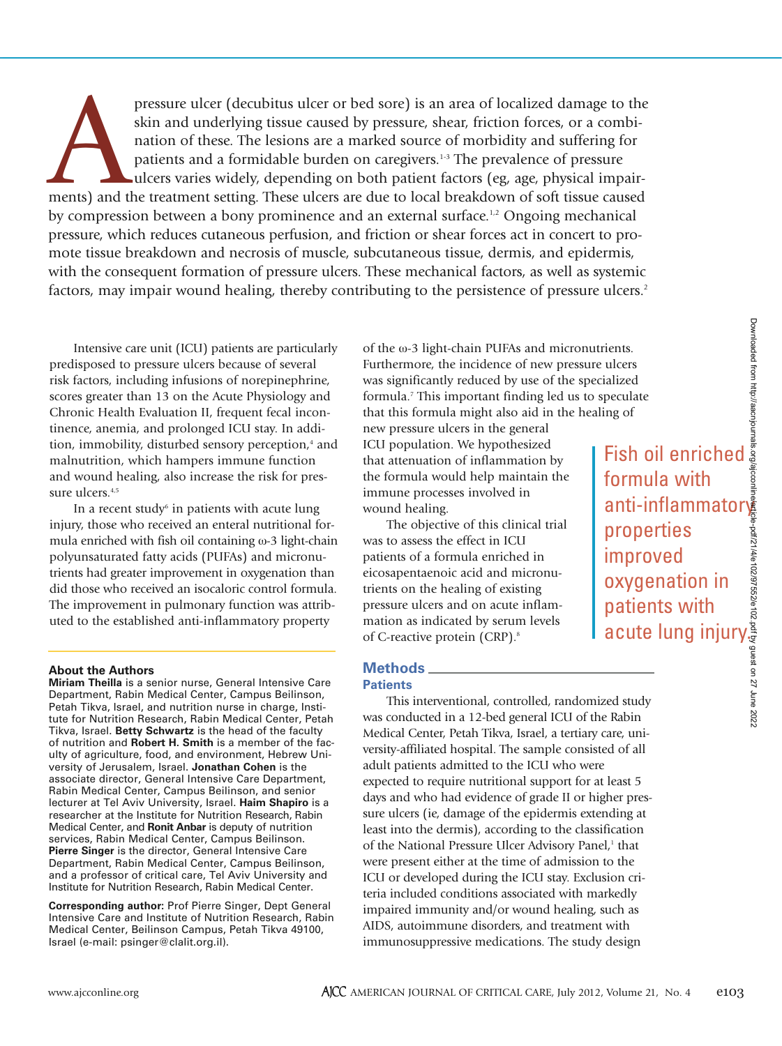A pressure ulcer (decubitus ulcer or bed sore) is an area of localized damage to the skin and underlying tissue caused by pressure, shear, friction forces, or a combination of these. The lesions are a marked source of morbidity and suffering for patients and a formidable burden on caregivers.[1-3] The prevalence of pressure ulcers varies widely, depending on both patient factors (eg, age, physical impairments) and the treatment setting. These ulcers are due to local breakdown of soft tissue caused by compression between a bony prominence and an external surface.[1,2] Ongoing mechanical pressure, which reduces cutaneous perfusion, and friction or shear forces act in concert to promote tissue breakdown and necrosis of muscle, subcutaneous tissue, dermis, and epidermis, with the consequent formation of pressure ulcers. These mechanical factors, as well as systemic factors, may impair wound healing, thereby contributing to the persistence of pressure ulcers.[2]

Intensive care unit (ICU) patients are particularly predisposed to pressure ulcers because of several risk factors, including infusions of norepinephrine, scores greater than 13 on the Acute Physiology and Chronic Health Evaluation II, frequent fecal incontinence, anemia, and prolonged ICU stay. In addition, immobility, disturbed sensory perception,[4] and malnutrition, which hampers immune function and wound healing, also increase the risk for pressure ulcers.[4,5]

In a recent study[6] in patients with acute lung injury, those who received an enteral nutritional formula enriched with fish oil containing ω-3 light-chain polyunsaturated fatty acids (PUFAs) and micronutrients had greater improvement in oxygenation than did those who received an isocaloric control formula. The improvement in pulmonary function was attributed to the established anti-inflammatory property of the ω-3 light-chain PUFAs and micronutrients. Furthermore, the incidence of new pressure ulcers was significantly reduced by use of the specialized formula.[7] This important finding led us to speculate that this formula might also aid in the healing of new pressure ulcers in the general ICU population. We hypothesized that attenuation of inflammation by the formula would help maintain the immune processes involved in wound healing.

The objective of this clinical trial was to assess the effect in ICU patients of a formula enriched in eicosapentaenoic acid and micronutrients on the healing of existing pressure ulcers and on acute inflammation as indicated by serum levels of C-reactive protein (CRP).[8]

> Fish oil enriched formula with anti-inflammatory properties improved oxygenation in patients with acute lung injury.

## Methods

### Patients

This interventional, controlled, randomized study was conducted in a 12-bed general ICU of the Rabin Medical Center, Petah Tikva, Israel, a tertiary care, university-affiliated hospital. The sample consisted of all adult patients admitted to the ICU who were expected to require nutritional support for at least 5 days and who had evidence of grade II or higher pressure ulcers (ie, damage of the epidermis extending at least into the dermis), according to the classification of the National Pressure Ulcer Advisory Panel,[1] that were present either at the time of admission to the ICU or developed during the ICU stay. Exclusion criteria included conditions associated with markedly impaired immunity and/or wound healing, such as AIDS, autoimmune disorders, and treatment with immunosuppressive medications. The study design

**About the Authors**

**Miriam Theilla** is a senior nurse, General Intensive Care Department, Rabin Medical Center, Campus Beilinson, Petah Tikva, Israel, and nutrition nurse in charge, Institute for Nutrition Research, Rabin Medical Center, Petah Tikva, Israel. **Betty Schwartz** is the head of the faculty of nutrition and **Robert H. Smith** is a member of the faculty of agriculture, food, and environment, Hebrew University of Jerusalem, Israel. **Jonathan Cohen** is the associate director, General Intensive Care Department, Rabin Medical Center, Campus Beilinson, and senior lecturer at Tel Aviv University, Israel. **Haim Shapiro** is a researcher at the Institute for Nutrition Research, Rabin Medical Center, and **Ronit Anbar** is deputy of nutrition services, Rabin Medical Center, Campus Beilinson. **Pierre Singer** is the director, General Intensive Care Department, Rabin Medical Center, Campus Beilinson, and a professor of critical care, Tel Aviv University and Institute for Nutrition Research, Rabin Medical Center.

**Corresponding author:** Prof Pierre Singer, Dept General Intensive Care and Institute of Nutrition Research, Rabin Medical Center, Beilinson Campus, Petah Tikva 49100, Israel (e-mail: psinger@clalit.org.il).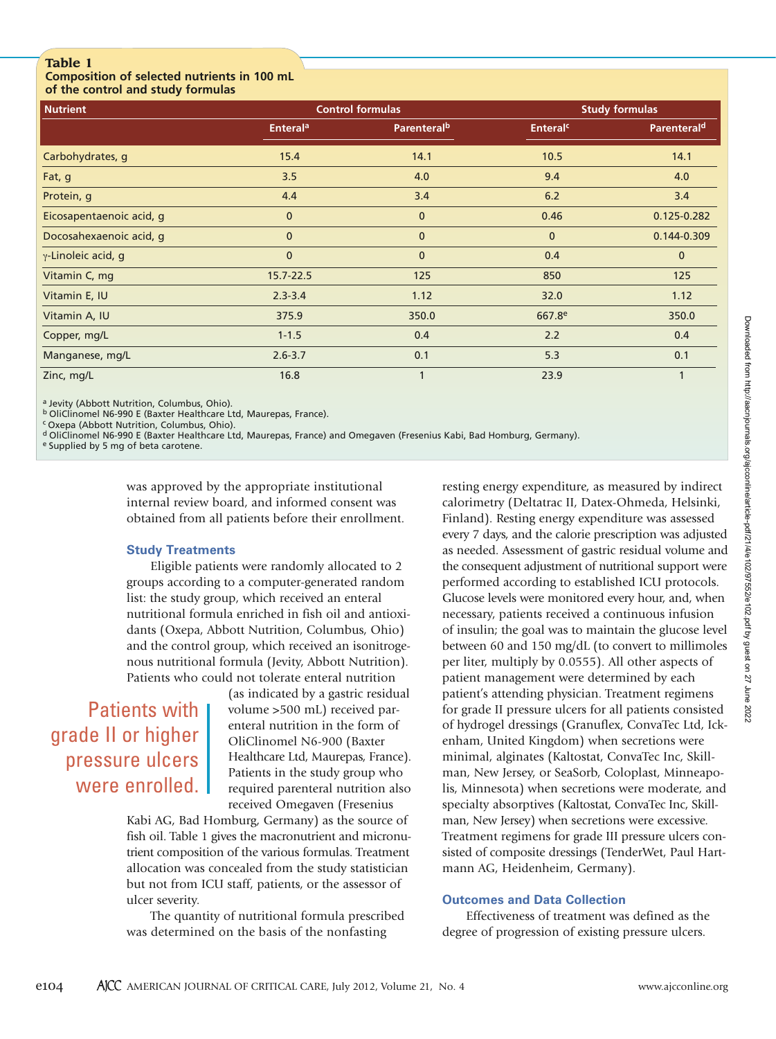**Table 1**
**Composition of selected nutrients in 100 mL of the control and study formulas**

| Nutrient | Control formulas | | Study formulas | |
|---|---|---|---|---|
| | Enteral[a] | Parenteral[b] | Enteral[c] | Parenteral[d] |
| Carbohydrates, g | 15.4 | 14.1 | 10.5 | 14.1 |
| Fat, g | 3.5 | 4.0 | 9.4 | 4.0 |
| Protein, g | 4.4 | 3.4 | 6.2 | 3.4 |
| Eicosapentaenoic acid, g | 0 | 0 | 0.46 | 0.125-0.282 |
| Docosahexaenoic acid, g | 0 | 0 | 0 | 0.144-0.309 |
| γ-Linoleic acid, g | 0 | 0 | 0.4 | 0 |
| Vitamin C, mg | 15.7-22.5 | 125 | 850 | 125 |
| Vitamin E, IU | 2.3-3.4 | 1.12 | 32.0 | 1.12 |
| Vitamin A, IU | 375.9 | 350.0 | 667.8[e] | 350.0 |
| Copper, mg/L | 1-1.5 | 0.4 | 2.2 | 0.4 |
| Manganese, mg/L | 2.6-3.7 | 0.1 | 5.3 | 0.1 |
| Zinc, mg/L | 16.8 | 1 | 23.9 | 1 |

[a] Jevity (Abbott Nutrition, Columbus, Ohio).
[b] OliClinomel N6-990 E (Baxter Healthcare Ltd, Maurepas, France).
[c] Oxepa (Abbott Nutrition, Columbus, Ohio).
[d] OliClinomel N6-990 E (Baxter Healthcare Ltd, Maurepas, France) and Omegaven (Fresenius Kabi, Bad Homburg, Germany).
[e] Supplied by 5 mg of beta carotene.

was approved by the appropriate institutional internal review board, and informed consent was obtained from all patients before their enrollment.

### Study Treatments

Eligible patients were randomly allocated to 2 groups according to a computer-generated random list: the study group, which received an enteral nutritional formula enriched in fish oil and antioxidants (Oxepa, Abbott Nutrition, Columbus, Ohio) and the control group, which received an isonitrogenous nutritional formula (Jevity, Abbott Nutrition). Patients who could not tolerate enteral nutrition (as indicated by a gastric residual volume >500 mL) received parenteral nutrition in the form of OliClinomel N6-900 (Baxter Healthcare Ltd, Maurepas, France). Patients in the study group who required parenteral nutrition also received Omegaven (Fresenius Kabi AG, Bad Homburg, Germany) as the source of fish oil. Table 1 gives the macronutrient and micronutrient composition of the various formulas. Treatment allocation was concealed from the study statistician but not from ICU staff, patients, or the assessor of ulcer severity.

> Patients with grade II or higher pressure ulcers were enrolled.

The quantity of nutritional formula prescribed was determined on the basis of the nonfasting resting energy expenditure, as measured by indirect calorimetry (Deltatrac II, Datex-Ohmeda, Helsinki, Finland). Resting energy expenditure was assessed every 7 days, and the calorie prescription was adjusted as needed. Assessment of gastric residual volume and the consequent adjustment of nutritional support were performed according to established ICU protocols. Glucose levels were monitored every hour, and, when necessary, patients received a continuous infusion of insulin; the goal was to maintain the glucose level between 60 and 150 mg/dL (to convert to millimoles per liter, multiply by 0.0555). All other aspects of patient management were determined by each patient's attending physician. Treatment regimens for grade II pressure ulcers for all patients consisted of hydrogel dressings (Granuflex, ConvaTec Ltd, Ickenham, United Kingdom) when secretions were minimal, alginates (Kaltostat, ConvaTec Inc, Skillman, New Jersey, or SeaSorb, Coloplast, Minneapolis, Minnesota) when secretions were moderate, and specialty absorptives (Kaltostat, ConvaTec Inc, Skillman, New Jersey) when secretions were excessive. Treatment regimens for grade III pressure ulcers consisted of composite dressings (TenderWet, Paul Hartmann AG, Heidenheim, Germany).

### Outcomes and Data Collection

Effectiveness of treatment was defined as the degree of progression of existing pressure ulcers.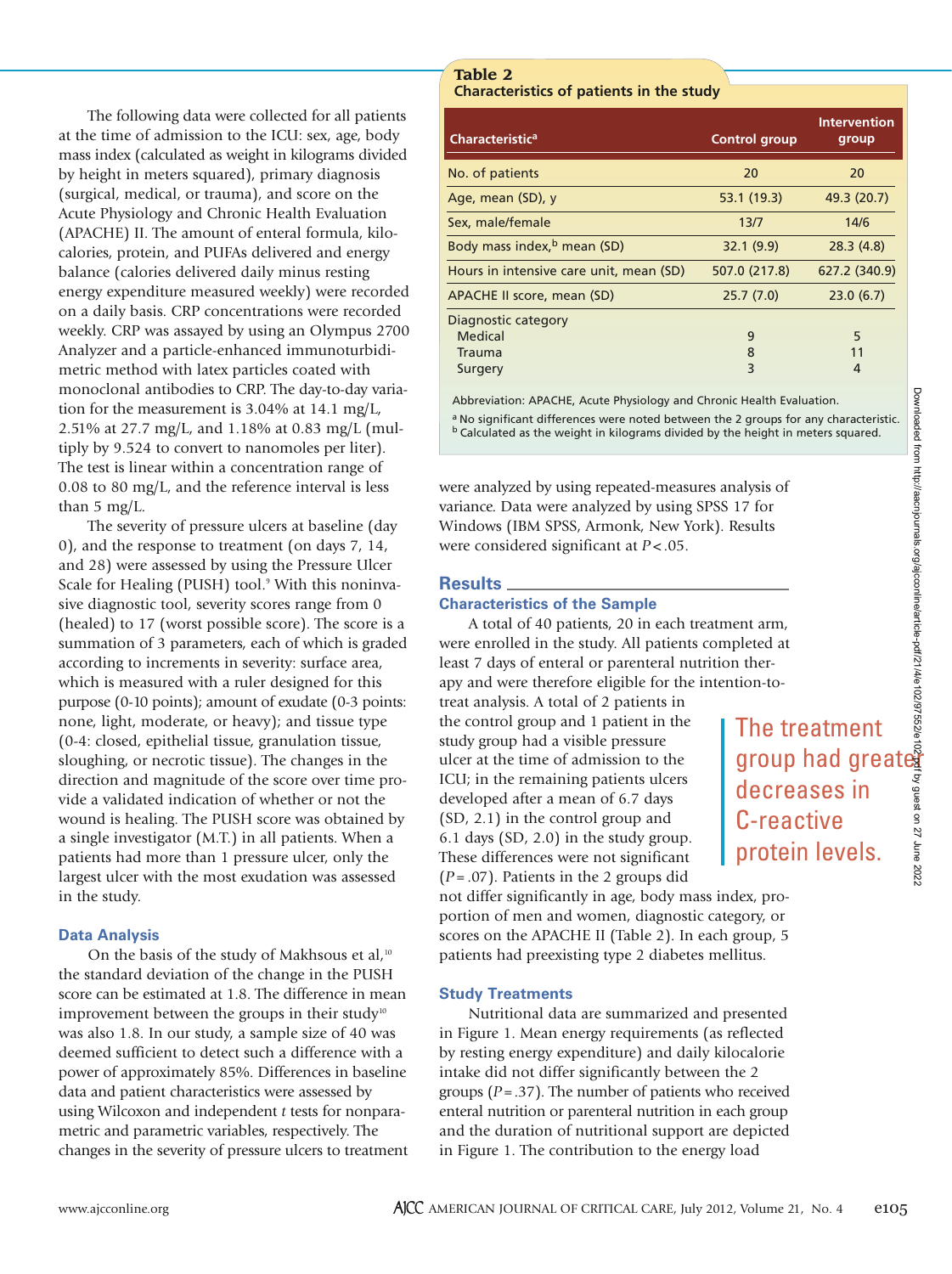The following data were collected for all patients at the time of admission to the ICU: sex, age, body mass index (calculated as weight in kilograms divided by height in meters squared), primary diagnosis (surgical, medical, or trauma), and score on the Acute Physiology and Chronic Health Evaluation (APACHE) II. The amount of enteral formula, kilocalories, protein, and PUFAs delivered and energy balance (calories delivered daily minus resting energy expenditure measured weekly) were recorded on a daily basis. CRP concentrations were recorded weekly. CRP was assayed by using an Olympus 2700 Analyzer and a particle-enhanced immunoturbidimetric method with latex particles coated with monoclonal antibodies to CRP. The day-to-day variation for the measurement is 3.04% at 14.1 mg/L, 2.51% at 27.7 mg/L, and 1.18% at 0.83 mg/L (multiply by 9.524 to convert to nanomoles per liter). The test is linear within a concentration range of 0.08 to 80 mg/L, and the reference interval is less than 5 mg/L.

The severity of pressure ulcers at baseline (day 0), and the response to treatment (on days 7, 14, and 28) were assessed by using the Pressure Ulcer Scale for Healing (PUSH) tool.[9] With this noninvasive diagnostic tool, severity scores range from 0 (healed) to 17 (worst possible score). The score is a summation of 3 parameters, each of which is graded according to increments in severity: surface area, which is measured with a ruler designed for this purpose (0-10 points); amount of exudate (0-3 points: none, light, moderate, or heavy); and tissue type (0-4: closed, epithelial tissue, granulation tissue, sloughing, or necrotic tissue). The changes in the direction and magnitude of the score over time provide a validated indication of whether or not the wound is healing. The PUSH score was obtained by a single investigator (M.T.) in all patients. When a patients had more than 1 pressure ulcer, only the largest ulcer with the most exudation was assessed in the study.

### Data Analysis

On the basis of the study of Makhsous et al,[10] the standard deviation of the change in the PUSH score can be estimated at 1.8. The difference in mean improvement between the groups in their study[10] was also 1.8. In our study, a sample size of 40 was deemed sufficient to detect such a difference with a power of approximately 85%. Differences in baseline data and patient characteristics were assessed by using Wilcoxon and independent *t* tests for nonparametric and parametric variables, respectively. The changes in the severity of pressure ulcers to treatment were analyzed by using repeated-measures analysis of variance. Data were analyzed by using SPSS 17 for Windows (IBM SPSS, Armonk, New York). Results were considered significant at $P < .05$.

**Table 2**
**Characteristics of patients in the study**

| Characteristic[a] | Control group | Intervention group |
|---|---|---|
| No. of patients | 20 | 20 |
| Age, mean (SD), y | 53.1 (19.3) | 49.3 (20.7) |
| Sex, male/female | 13/7 | 14/6 |
| Body mass index,[b] mean (SD) | 32.1 (9.9) | 28.3 (4.8) |
| Hours in intensive care unit, mean (SD) | 507.0 (217.8) | 627.2 (340.9) |
| APACHE II score, mean (SD) | 25.7 (7.0) | 23.0 (6.7) |
| Diagnostic category | | |
| Medical | 9 | 5 |
| Trauma | 8 | 11 |
| Surgery | 3 | 4 |

Abbreviation: APACHE, Acute Physiology and Chronic Health Evaluation.

[a] No significant differences were noted between the 2 groups for any characteristic.
[b] Calculated as the weight in kilograms divided by the height in meters squared.

## Results

### Characteristics of the Sample

A total of 40 patients, 20 in each treatment arm, were enrolled in the study. All patients completed at least 7 days of enteral or parenteral nutrition therapy and were therefore eligible for the intention-to-treat analysis. A total of 2 patients in the control group and 1 patient in the study group had a visible pressure ulcer at the time of admission to the ICU; in the remaining patients ulcers developed after a mean of 6.7 days (SD, 2.1) in the control group and 6.1 days (SD, 2.0) in the study group. These differences were not significant ($P = .07$). Patients in the 2 groups did not differ significantly in age, body mass index, proportion of men and women, diagnostic category, or scores on the APACHE II (Table 2). In each group, 5 patients had preexisting type 2 diabetes mellitus.

> The treatment group had greater decreases in C-reactive protein levels.

### Study Treatments

Nutritional data are summarized and presented in Figure 1. Mean energy requirements (as reflected by resting energy expenditure) and daily kilocalorie intake did not differ significantly between the 2 groups ($P = .37$). The number of patients who received enteral nutrition or parenteral nutrition in each group and the duration of nutritional support are depicted in Figure 1. The contribution to the energy load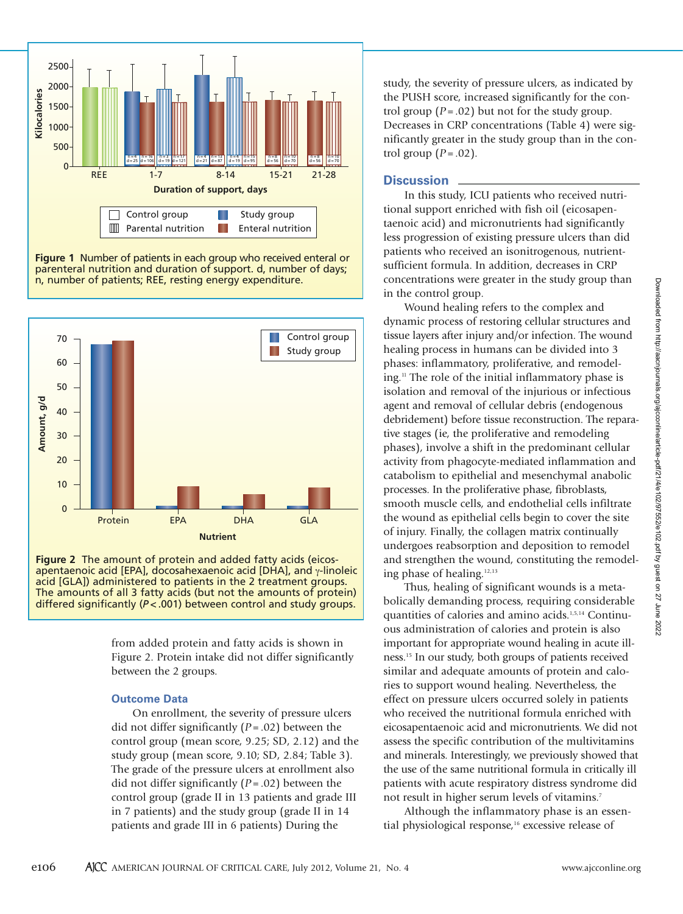Figure 1 Number of patients in each group who received enteral or parenteral nutrition and duration of support. d, number of days; n, number of patients; REE, resting energy expenditure.

Figure 2 The amount of protein and added fatty acids (eicosapentaenoic acid [EPA], docosahexaenoic acid [DHA], and γ-linoleic acid [GLA]) administered to patients in the 2 treatment groups. The amounts of all 3 fatty acids (but not the amounts of protein) differed significantly ($P < .001$) between control and study groups.

from added protein and fatty acids is shown in Figure 2. Protein intake did not differ significantly between the 2 groups.

### Outcome Data

On enrollment, the severity of pressure ulcers did not differ significantly ($P = .02$) between the control group (mean score, 9.25; SD, 2.12) and the study group (mean score, 9.10; SD, 2.84; Table 3). The grade of the pressure ulcers at enrollment also did not differ significantly ($P = .02$) between the control group (grade II in 13 patients and grade III in 7 patients) and the study group (grade II in 14 patients and grade III in 6 patients) During the study, the severity of pressure ulcers, as indicated by the PUSH score, increased significantly for the control group ($P = .02$) but not for the study group. Decreases in CRP concentrations (Table 4) were significantly greater in the study group than in the control group ($P = .02$).

## Discussion

In this study, ICU patients who received nutritional support enriched with fish oil (eicosapentaenoic acid) and micronutrients had significantly less progression of existing pressure ulcers than did patients who received an isonitrogenous, nutrient-sufficient formula. In addition, decreases in CRP concentrations were greater in the study group than in the control group.

Wound healing refers to the complex and dynamic process of restoring cellular structures and tissue layers after injury and/or infection. The wound healing process in humans can be divided into 3 phases: inflammatory, proliferative, and remodeling.[11] The role of the initial inflammatory phase is isolation and removal of the injurious or infectious agent and removal of cellular debris (endogenous debridement) before tissue reconstruction. The reparative stages (ie, the proliferative and remodeling phases), involve a shift in the predominant cellular activity from phagocyte-mediated inflammation and catabolism to epithelial and mesenchymal anabolic processes. In the proliferative phase, fibroblasts, smooth muscle cells, and endothelial cells infiltrate the wound as epithelial cells begin to cover the site of injury. Finally, the collagen matrix continually undergoes reabsorption and deposition to remodel and strengthen the wound, constituting the remodeling phase of healing.[12,13]

Thus, healing of significant wounds is a metabolically demanding process, requiring considerable quantities of calories and amino acids.[1,5,14] Continuous administration of calories and protein is also important for appropriate wound healing in acute illness.[15] In our study, both groups of patients received similar and adequate amounts of protein and calories to support wound healing. Nevertheless, the effect on pressure ulcers occurred solely in patients who received the nutritional formula enriched with eicosapentaenoic acid and micronutrients. We did not assess the specific contribution of the multivitamins and minerals. Interestingly, we previously showed that the use of the same nutritional formula in critically ill patients with acute respiratory distress syndrome did not result in higher serum levels of vitamins.[7]

Although the inflammatory phase is an essential physiological response,[16] excessive release of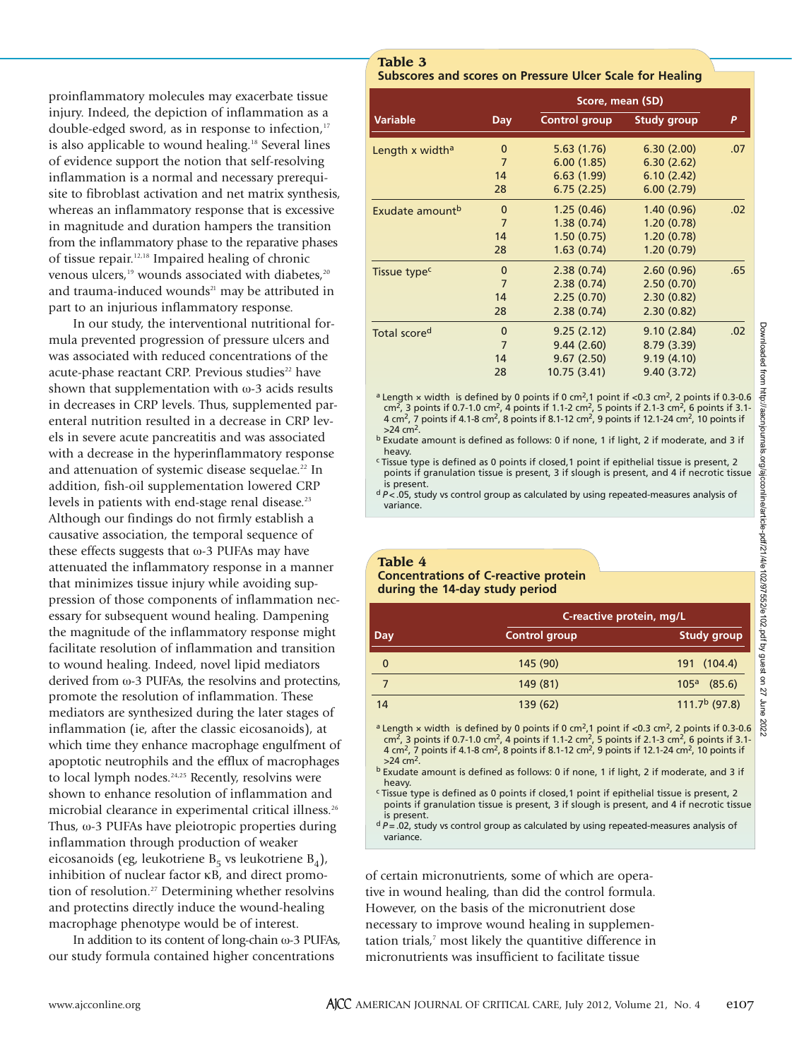proinflammatory molecules may exacerbate tissue injury. Indeed, the depiction of inflammation as a double-edged sword, as in response to infection,[17] is also applicable to wound healing.[18] Several lines of evidence support the notion that self-resolving inflammation is a normal and necessary prerequisite to fibroblast activation and net matrix synthesis, whereas an inflammatory response that is excessive in magnitude and duration hampers the transition from the inflammatory phase to the reparative phases of tissue repair.[12,18] Impaired healing of chronic venous ulcers,[19] wounds associated with diabetes,[20] and trauma-induced wounds[21] may be attributed in part to an injurious inflammatory response.

In our study, the interventional nutritional formula prevented progression of pressure ulcers and was associated with reduced concentrations of the acute-phase reactant CRP. Previous studies[22] have shown that supplementation with ω-3 acids results in decreases in CRP levels. Thus, supplemented parenteral nutrition resulted in a decrease in CRP levels in severe acute pancreatitis and was associated with a decrease in the hyperinflammatory response and attenuation of systemic disease sequelae.[22] In addition, fish-oil supplementation lowered CRP levels in patients with end-stage renal disease.[23] Although our findings do not firmly establish a causative association, the temporal sequence of these effects suggests that ω-3 PUFAs may have attenuated the inflammatory response in a manner that minimizes tissue injury while avoiding suppression of those components of inflammation necessary for subsequent wound healing. Dampening the magnitude of the inflammatory response might facilitate resolution of inflammation and transition to wound healing. Indeed, novel lipid mediators derived from ω-3 PUFAs, the resolvins and protectins, promote the resolution of inflammation. These mediators are synthesized during the later stages of inflammation (ie, after the classic eicosanoids), at which time they enhance macrophage engulfment of apoptotic neutrophils and the efflux of macrophages to local lymph nodes.[24,25] Recently, resolvins were shown to enhance resolution of inflammation and microbial clearance in experimental critical illness.[26] Thus, ω-3 PUFAs have pleiotropic properties during inflammation through production of weaker eicosanoids (eg, leukotriene $B_5$ vs leukotriene $B_4$), inhibition of nuclear factor κB, and direct promotion of resolution.[27] Determining whether resolvins and protectins directly induce the wound-healing macrophage phenotype would be of interest.

In addition to its content of long-chain ω-3 PUFAs, our study formula contained higher concentrations of certain micronutrients, some of which are operative in wound healing, than did the control formula. However, on the basis of the micronutrient dose necessary to improve wound healing in supplementation trials,[7] most likely the quantitive difference in micronutrients was insufficient to facilitate tissue

**Table 3**
**Subscores and scores on Pressure Ulcer Scale for Healing**

| Variable | Day | Score, mean (SD) | | P |
|---|---|---|---|---|
| | | Control group | Study group | |
| Length x width[a] | 0 | 5.63 (1.76) | 6.30 (2.00) | .07 |
| | 7 | 6.00 (1.85) | 6.30 (2.62) | |
| | 14 | 6.63 (1.99) | 6.10 (2.42) | |
| | 28 | 6.75 (2.25) | 6.00 (2.79) | |
| Exudate amount[b] | 0 | 1.25 (0.46) | 1.40 (0.96) | .02 |
| | 7 | 1.38 (0.74) | 1.20 (0.78) | |
| | 14 | 1.50 (0.75) | 1.20 (0.78) | |
| | 28 | 1.63 (0.74) | 1.20 (0.79) | |
| Tissue type[c] | 0 | 2.38 (0.74) | 2.60 (0.96) | .65 |
| | 7 | 2.38 (0.74) | 2.50 (0.70) | |
| | 14 | 2.25 (0.70) | 2.30 (0.82) | |
| | 28 | 2.38 (0.74) | 2.30 (0.82) | |
| Total score[d] | 0 | 9.25 (2.12) | 9.10 (2.84) | .02 |
| | 7 | 9.44 (2.60) | 8.79 (3.39) | |
| | 14 | 9.67 (2.50) | 9.19 (4.10) | |
| | 28 | 10.75 (3.41) | 9.40 (3.72) | |

[a] Length × width is defined by 0 points if 0 $cm^2$, 1 point if <0.3 $cm^2$, 2 points if 0.3-0.6 $cm^2$, 3 points if 0.7-1.0 $cm^2$, 4 points if 1.1-2 $cm^2$, 5 points if 2.1-3 $cm^2$, 6 points if 3.1-4 $cm^2$, 7 points if 4.1-8 $cm^2$, 8 points if 8.1-12 $cm^2$, 9 points if 12.1-24 $cm^2$, 10 points if >24 $cm^2$.
[b] Exudate amount is defined as follows: 0 if none, 1 if light, 2 if moderate, and 3 if heavy.
[c] Tissue type is defined as 0 points if closed, 1 point if epithelial tissue is present, 2 points if granulation tissue is present, 3 if slough is present, and 4 if necrotic tissue is present.
[d] $P < .05$, study vs control group as calculated by using repeated-measures analysis of variance.

**Table 4**
**Concentrations of C-reactive protein during the 14-day study period**

| Day | C-reactive protein, mg/L | |
|---|---|---|
| | Control group | Study group |
| 0 | 145 (90) | 191 (104.4) |
| 7 | 149 (81) | 105[a] (85.6) |
| 14 | 139 (62) | 111.7[b] (97.8) |

[a] Length × width is defined by 0 points if 0 $cm^2$, 1 point if <0.3 $cm^2$, 2 points if 0.3-0.6 $cm^2$, 3 points if 0.7-1.0 $cm^2$, 4 points if 1.1-2 $cm^2$, 5 points if 2.1-3 $cm^2$, 6 points if 3.1-4 $cm^2$, 7 points if 4.1-8 $cm^2$, 8 points if 8.1-12 $cm^2$, 9 points if 12.1-24 $cm^2$, 10 points if >24 $cm^2$.
[b] Exudate amount is defined as follows: 0 if none, 1 if light, 2 if moderate, and 3 if heavy.
[c] Tissue type is defined as 0 points if closed, 1 point if epithelial tissue is present, 2 points if granulation tissue is present, 3 if slough is present, and 4 if necrotic tissue is present.
[d] $P = .02$, study vs control group as calculated by using repeated-measures analysis of variance.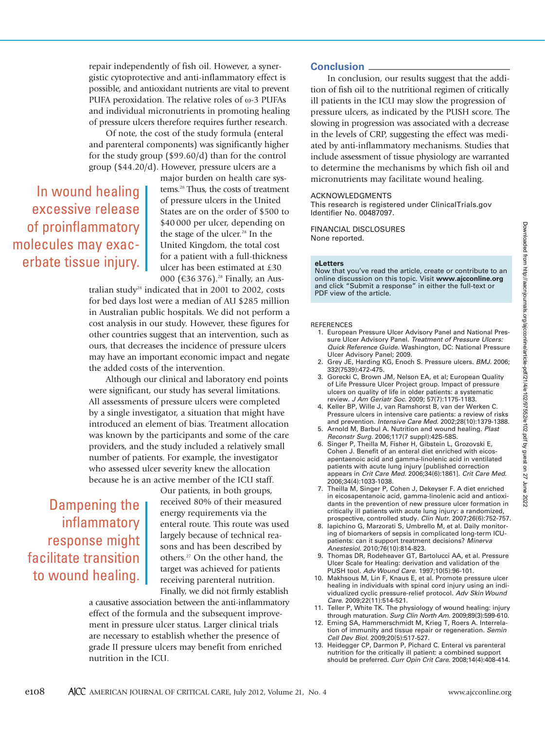repair independently of fish oil. However, a synergistic cytoprotective and anti-inflammatory effect is possible, and antioxidant nutrients are vital to prevent PUFA peroxidation. The relative roles of ω-3 PUFAs and individual micronutrients in promoting healing of pressure ulcers therefore requires further research.

Of note, the cost of the study formula (enteral and parenteral components) was significantly higher for the study group ($99.60/d) than for the control group ($44.20/d). However, pressure ulcers are a major burden on health care systems.[28] Thus, the costs of treatment of pressure ulcers in the United States are on the order of $500 to $40 000 per ulcer, depending on the stage of the ulcer.[28] In the United Kingdom, the total cost for a patient with a full-thickness ulcer has been estimated at £30 000 (€36 376).[28] Finally, an Australian study[28] indicated that in 2001 to 2002, costs for bed days lost were a median of AU $285 million in Australian public hospitals. We did not perform a cost analysis in our study. However, these figures for other countries suggest that an intervention, such as ours, that decreases the incidence of pressure ulcers may have an important economic impact and negate the added costs of the intervention.

> In wound healing excessive release of proinflammatory molecules may exacerbate tissue injury.

Although our clinical and laboratory end points were significant, our study has several limitations. All assessments of pressure ulcers were completed by a single investigator, a situation that might have introduced an element of bias. Treatment allocation was known by the participants and some of the care providers, and the study included a relatively small number of patients. For example, the investigator who assessed ulcer severity knew the allocation because he is an active member of the ICU staff. Our patients, in both groups, received 80% of their measured energy requirements via the enteral route. This route was used largely because of technical reasons and has been described by others.[27] On the other hand, the target was achieved for patients receiving parenteral nutrition. Finally, we did not firmly establish a causative association between the anti-inflammatory effect of the formula and the subsequent improvement in pressure ulcer status. Larger clinical trials are necessary to establish whether the presence of grade II pressure ulcers may benefit from enriched nutrition in the ICU.

> Dampening the inflammatory response might facilitate transition to wound healing.

## Conclusion

In conclusion, our results suggest that the addition of fish oil to the nutritional regimen of critically ill patients in the ICU may slow the progression of pressure ulcers, as indicated by the PUSH score. The slowing in progression was associated with a decrease in the levels of CRP, suggesting the effect was mediated by anti-inflammatory mechanisms. Studies that include assessment of tissue physiology are warranted to determine the mechanisms by which fish oil and micronutrients may facilitate wound healing.

ACKNOWLEDGMENTS
This research is registered under ClinicalTrials.gov Identifier No. 00487097.

FINANCIAL DISCLOSURES
None reported.

**eLetters**
Now that you've read the article, create or contribute to an online discussion on this topic. Visit **www.ajcconline.org** and click "Submit a response" in either the full-text or PDF view of the article.

REFERENCES

1. European Pressure Ulcer Advisory Panel and National Pressure Ulcer Advisory Panel. *Treatment of Pressure Ulcers: Quick Reference Guide.* Washington, DC: National Pressure Ulcer Advisory Panel; 2009.
2. Grey JE, Harding KG, Enoch S. Pressure ulcers. *BMJ.* 2006; 332(7539):472-475.
3. Gorecki C, Brown JM, Nelson EA, et al; European Quality of Life Pressure Ulcer Project group. Impact of pressure ulcers on quality of life in older patients: a systematic review. *J Am Geriatr Soc.* 2009; 57(7):1175-1183.
4. Keller BP, Wille J, van Ramshorst B, van der Werken C. Pressure ulcers in intensive care patients: a review of risks and prevention. *Intensive Care Med.* 2002;28(10):1379-1388.
5. Arnold M, Barbul A. Nutrition and wound healing. *Plast Reconstr Surg.* 2006;117(7 suppl):42S-58S.
6. Singer P, Theilla M, Fisher H, Gibstein L, Grozovski E, Cohen J. Benefit of an enteral diet enriched with eicosapentaenoic acid and gamma-linolenic acid in ventilated patients with acute lung injury [published correction appears in *Crit Care Med.* 2006;34(6):1861]. *Crit Care Med.* 2006;34(4):1033-1038.
7. Theilla M, Singer P, Cohen J, Dekeyser F. A diet enriched in eicosapentanoic acid, gamma-linolenic acid and antioxidants in the prevention of new pressure ulcer formation in critically ill patients with acute lung injury: a randomized, prospective, controlled study. *Clin Nutr.* 2007;26(6):752-757.
8. Iapichino G, Marzorati S, Umbrello M, et al. Daily monitoring of biomarkers of sepsis in complicated long-term ICU-patients: can it support treatment decisions? *Minerva Anestesiol.* 2010;76(10):814-823.
9. Thomas DR, Rodeheaver GT, Bartolucci AA, et al. Pressure Ulcer Scale for Healing: derivation and validation of the PUSH tool. *Adv Wound Care.* 1997;10(5):96-101.
10. Makhsous M, Lin F, Knaus E, et al. Promote pressure ulcer healing in individuals with spinal cord injury using an individualized cyclic pressure-relief protocol. *Adv Skin Wound Care.* 2009;22(11):514-521.
11. Teller P, White TK. The physiology of wound healing: injury through maturation. *Surg Clin North Am.* 2009;89(3):599-610.
12. Eming SA, Hammerschmidt M, Krieg T, Roers A. Interrelation of immunity and tissue repair or regeneration. *Semin Cell Dev Biol.* 2009;20(5):517-527.
13. Heidegger CP, Darmon P, Pichard C. Enteral vs parenteral nutrition for the critically ill patient: a combined support should be preferred. *Curr Opin Crit Care.* 2008;14(4):408-414.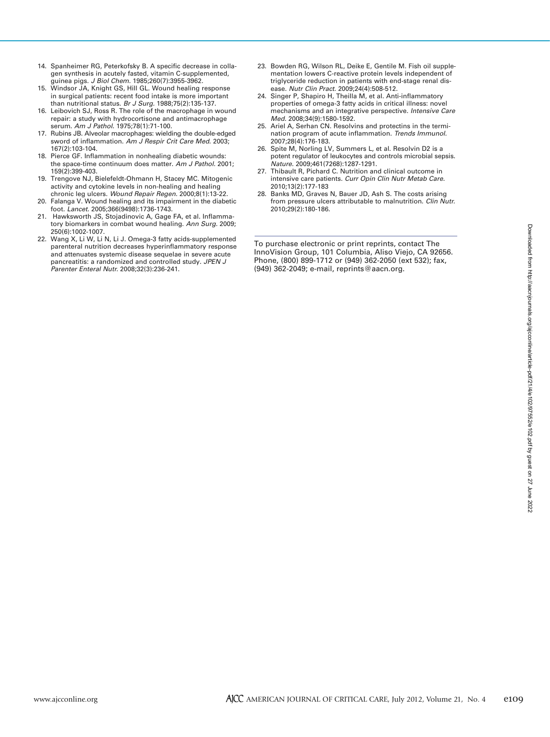14. Spanheimer RG, Peterkofsky B. A specific decrease in collagen synthesis in acutely fasted, vitamin C-supplemented, guinea pigs. *J Biol Chem.* 1985;260(7):3955-3962.
15. Windsor JA, Knight GS, Hill GL. Wound healing response in surgical patients: recent food intake is more important than nutritional status. *Br J Surg.* 1988;75(2):135-137.
16. Leibovich SJ, Ross R. The role of the macrophage in wound repair: a study with hydrocortisone and antimacrophage serum. *Am J Pathol.* 1975;78(1):71-100.
17. Rubins JB. Alveolar macrophages: wielding the double-edged sword of inflammation. *Am J Respir Crit Care Med.* 2003; 167(2):103-104.
18. Pierce GF. Inflammation in nonhealing diabetic wounds: the space-time continuum does matter. *Am J Pathol.* 2001; 159(2):399-403.
19. Trengove NJ, Bielefeldt-Ohmann H, Stacey MC. Mitogenic activity and cytokine levels in non-healing and healing chronic leg ulcers. *Wound Repair Regen.* 2000;8(1):13-22.
20. Falanga V. Wound healing and its impairment in the diabetic foot. *Lancet.* 2005;366(9498):1736-1743.
21. Hawksworth JS, Stojadinovic A, Gage FA, et al. Inflammatory biomarkers in combat wound healing. *Ann Surg.* 2009; 250(6):1002-1007.
22. Wang X, Li W, Li N, Li J. Omega-3 fatty acids-supplemented parenteral nutrition decreases hyperinflammatory response and attenuates systemic disease sequelae in severe acute pancreatitis: a randomized and controlled study. *JPEN J Parenter Enteral Nutr.* 2008;32(3):236-241.
23. Bowden RG, Wilson RL, Deike E, Gentile M. Fish oil supplementation lowers C-reactive protein levels independent of triglyceride reduction in patients with end-stage renal disease. *Nutr Clin Pract.* 2009;24(4):508-512.
24. Singer P, Shapiro H, Theilla M, et al. Anti-inflammatory properties of omega-3 fatty acids in critical illness: novel mechanisms and an integrative perspective. *Intensive Care Med.* 2008;34(9):1580-1592.
25. Ariel A, Serhan CN. Resolvins and protectins in the termination program of acute inflammation. *Trends Immunol.* 2007;28(4):176-183.
26. Spite M, Norling LV, Summers L, et al. Resolvin D2 is a potent regulator of leukocytes and controls microbial sepsis. *Nature.* 2009;461(7268):1287-1291.
27. Thibault R, Pichard C. Nutrition and clinical outcome in intensive care patients. *Curr Opin Clin Nutr Metab Care.* 2010;13(2):177-183
28. Banks MD, Graves N, Bauer JD, Ash S. The costs arising from pressure ulcers attributable to malnutrition. *Clin Nutr.* 2010;29(2):180-186.

To purchase electronic or print reprints, contact The InnoVision Group, 101 Columbia, Aliso Viejo, CA 92656. Phone, (800) 899-1712 or (949) 362-2050 (ext 532); fax, (949) 362-2049; e-mail, reprints@aacn.org.